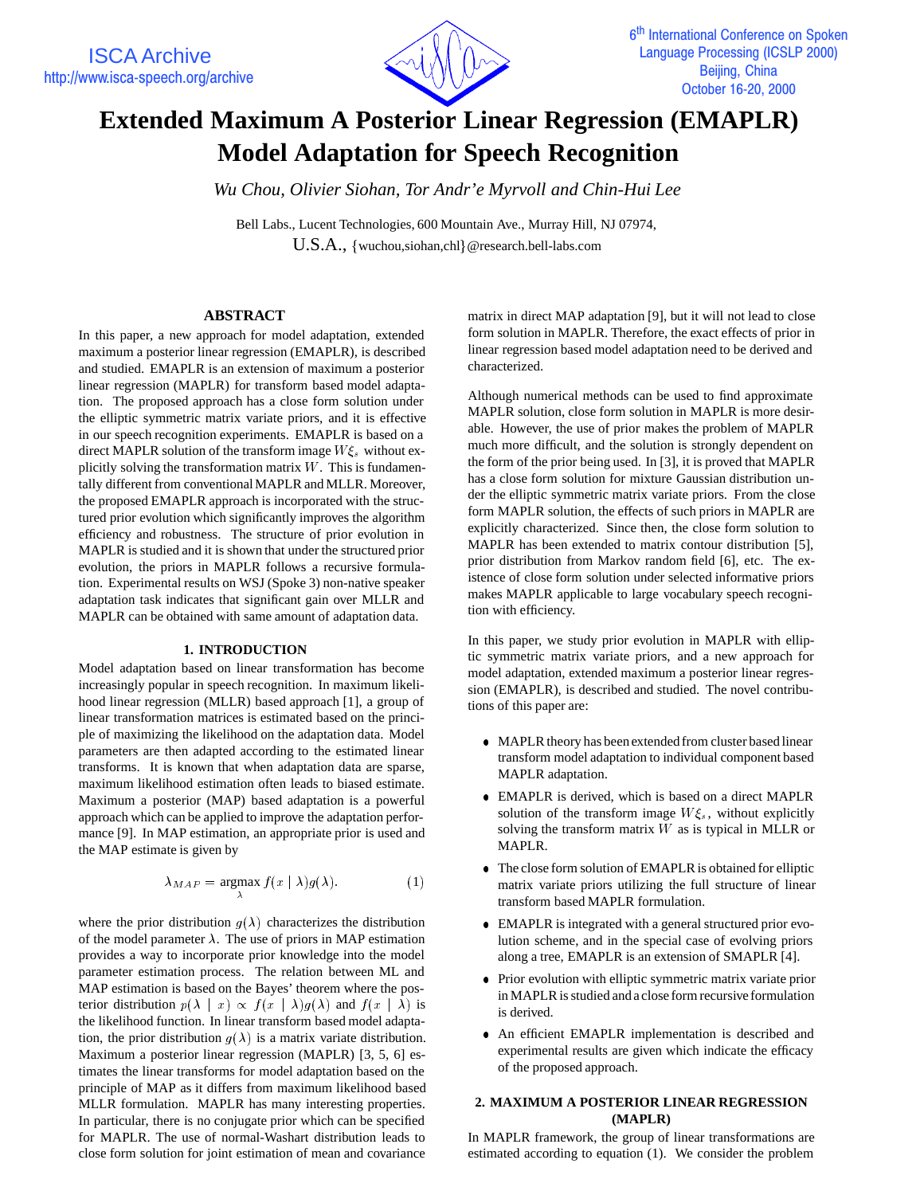# Extended Maximum A Posterior Linear Regression (EMAPLR) Model Adaptation for Speech Recognition

*Wu Chou, Olivier Siohan, Tor Andr'e Myrvoll and Chin-Hui Lee*

Bell Labs., Lucent Technologies, 600 Mountain Ave., Murray Hill, NJ 07974,
U.S.A., {wuchou,siohan,chl}@research.bell-labs.com

## ABSTRACT

In this paper, a new approach for model adaptation, extended maximum a posterior linear regression (EMAPLR), is described and studied. EMAPLR is an extension of maximum a posterior linear regression (MAPLR) for transform based model adaptation. The proposed approach has a close form solution under the elliptic symmetric matrix variate priors, and it is effective in our speech recognition experiments. EMAPLR is based on a direct MAPLR solution of the transform image $W\xi_s$ without explicitly solving the transformation matrix $W$. This is fundamentally different from conventional MAPLR and MLLR. Moreover, the proposed EMAPLR approach is incorporated with the structured prior evolution which significantly improves the algorithm efficiency and robustness. The structure of prior evolution in MAPLR is studied and it is shown that under the structured prior evolution, the priors in MAPLR follows a recursive formulation. Experimental results on WSJ (Spoke 3) non-native speaker adaptation task indicates that significant gain over MLLR and MAPLR can be obtained with same amount of adaptation data.

## 1. INTRODUCTION

Model adaptation based on linear transformation has become increasingly popular in speech recognition. In maximum likelihood linear regression (MLLR) based approach [1], a group of linear transformation matrices is estimated based on the principle of maximizing the likelihood on the adaptation data. Model parameters are then adapted according to the estimated linear transforms. It is known that when adaptation data are sparse, maximum likelihood estimation often leads to biased estimate. Maximum a posterior (MAP) based adaptation is a powerful approach which can be applied to improve the adaptation performance [9]. In MAP estimation, an appropriate prior is used and the MAP estimate is given by

$$\lambda_{MAP} = \underset{\lambda}{\text{argmax}}\, f(x \mid \lambda) g(\lambda). \tag{1}$$

where the prior distribution $g(\lambda)$ characterizes the distribution of the model parameter $\lambda$. The use of priors in MAP estimation provides a way to incorporate prior knowledge into the model parameter estimation process. The relation between ML and MAP estimation is based on the Bayes' theorem where the posterior distribution $p(\lambda \mid x) \propto f(x \mid \lambda)g(\lambda)$ and $f(x \mid \lambda)$ is the likelihood function. In linear transform based model adaptation, the prior distribution $g(\lambda)$ is a matrix variate distribution. Maximum a posterior linear regression (MAPLR) [3, 5, 6] estimates the linear transforms for model adaptation based on the principle of MAP as it differs from maximum likelihood based MLLR formulation. MAPLR has many interesting properties. In particular, there is no conjugate prior which can be specified for MAPLR. The use of normal-Washart distribution leads to close form solution for joint estimation of mean and covariance matrix in direct MAP adaptation [9], but it will not lead to close form solution in MAPLR. Therefore, the exact effects of prior in linear regression based model adaptation need to be derived and characterized.

Although numerical methods can be used to find approximate MAPLR solution, close form solution in MAPLR is more desirable. However, the use of prior makes the problem of MAPLR much more difficult, and the solution is strongly dependent on the form of the prior being used. In [3], it is proved that MAPLR has a close form solution for mixture Gaussian distribution under the elliptic symmetric matrix variate priors. From the close form MAPLR solution, the effects of such priors in MAPLR are explicitly characterized. Since then, the close form solution to MAPLR has been extended to matrix contour distribution [5], prior distribution from Markov random field [6], etc. The existence of close form solution under selected informative priors makes MAPLR applicable to large vocabulary speech recognition with efficiency.

In this paper, we study prior evolution in MAPLR with elliptic symmetric matrix variate priors, and a new approach for model adaptation, extended maximum a posterior linear regression (EMAPLR), is described and studied. The novel contributions of this paper are:

- MAPLR theory has been extended from cluster based linear transform model adaptation to individual component based MAPLR adaptation.
- EMAPLR is derived, which is based on a direct MAPLR solution of the transform image $W\xi_s$, without explicitly solving the transform matrix $W$ as is typical in MLLR or MAPLR.
- The close form solution of EMAPLR is obtained for elliptic matrix variate priors utilizing the full structure of linear transform based MAPLR formulation.
- EMAPLR is integrated with a general structured prior evolution scheme, and in the special case of evolving priors along a tree, EMAPLR is an extension of SMAPLR [4].
- Prior evolution with elliptic symmetric matrix variate prior in MAPLR is studied and a close form recursive formulation is derived.
- An efficient EMAPLR implementation is described and experimental results are given which indicate the efficacy of the proposed approach.

## 2. MAXIMUM A POSTERIOR LINEAR REGRESSION (MAPLR)

In MAPLR framework, the group of linear transformations are estimated according to equation (1). We consider the problem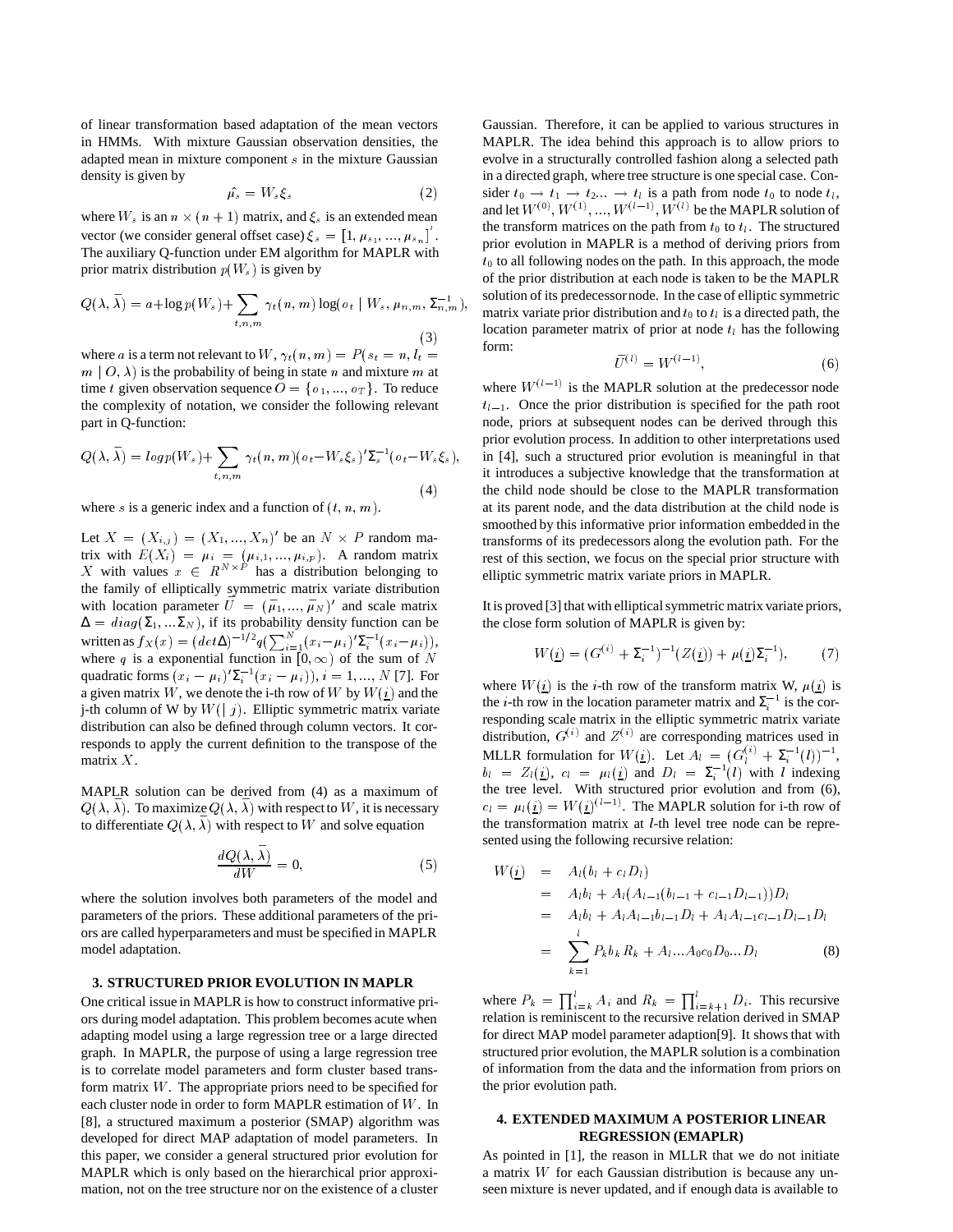of linear transformation based adaptation of the mean vectors in HMMs. With mixture Gaussian observation densities, the adapted mean in mixture component $s$ in the mixture Gaussian density is given by

$$\hat{\mu_s} = W_s \xi_s \tag{2}$$

where $W_s$ is an $n \times (n+1)$ matrix, and $\xi_s$ is an extended mean vector (we consider general offset case) $\xi_s = [1, \mu_{s_1}, ..., \mu_{s_n}]'$. The auxiliary Q-function under EM algorithm for MAPLR with prior matrix distribution $p(W_s)$ is given by

$$Q(\lambda, \bar{\lambda}) = a + \log p(W_s) + \sum_{t,n,m} \gamma_t(n,m) \log(o_t \mid W_s, \mu_{n,m}, \Sigma_{n,m}^{-1}), \tag{3}$$

where $a$ is a term not relevant to $W$, $\gamma_t(n,m) = P(s_t = n, l_t = m \mid O, \lambda)$ is the probability of being in state $n$ and mixture $m$ at time $t$ given observation sequence $O = \{o_1, ..., o_T\}$. To reduce the complexity of notation, we consider the following relevant part in Q-function:

$$Q(\lambda, \bar{\lambda}) = logp(W_s) + \sum_{t,n,m} \gamma_t(n,m)(o_t - W_s\xi_s)'\Sigma_s^{-1}(o_t - W_s\xi_s), \tag{4}$$

where $s$ is a generic index and a function of $(t, n, m)$.

Let $X = (X_{i,j}) = (X_1, ..., X_n)'$ be an $N \times P$ random matrix with $E(X_i) = \mu_i = (\mu_{i,1}, ..., \mu_{i,p})$. A random matrix $X$ with values $x \in R^{N \times P}$ has a distribution belonging to the family of elliptically symmetric matrix variate distribution with location parameter $\bar{U} = (\bar{\mu}_1, ..., \bar{\mu}_N)'$ and scale matrix $\Delta = diag(\Sigma_1, ... \Sigma_N)$, if its probability density function can be written as $f_X(x) = (det\Delta)^{-1/2} q(\sum_{i=1}^{N}(x_i - \mu_i)'\Sigma_i^{-1}(x_i - \mu_i))$, where $q$ is a exponential function in $[0, \infty)$ of the sum of $N$ quadratic forms $(x_i - \mu_i)'\Sigma_i^{-1}(x_i - \mu_i)), i = 1, ..., N$ [7]. For a given matrix $W$, we denote the i-th row of $W$ by $W(\underline{i})$ and the j-th column of W by $W(\mid j)$. Elliptic symmetric matrix variate distribution can also be defined through column vectors. It corresponds to apply the current definition to the transpose of the matrix $X$.

MAPLR solution can be derived from (4) as a maximum of $Q(\lambda, \bar{\lambda})$. To maximize $Q(\lambda, \bar{\lambda})$ with respect to $W$, it is necessary to differentiate $Q(\lambda, \bar{\lambda})$ with respect to $W$ and solve equation

$$\frac{dQ(\lambda, \bar{\lambda})}{dW} = 0, \tag{5}$$

where the solution involves both parameters of the model and parameters of the priors. These additional parameters of the priors are called hyperparameters and must be specified in MAPLR model adaptation.

### 3. STRUCTURED PRIOR EVOLUTION IN MAPLR

One critical issue in MAPLR is how to construct informative priors during model adaptation. This problem becomes acute when adapting model using a large regression tree or a large directed graph. In MAPLR, the purpose of using a large regression tree is to correlate model parameters and form cluster based transform matrix $W$. The appropriate priors need to be specified for each cluster node in order to form MAPLR estimation of $W$. In [8], a structured maximum a posterior (SMAP) algorithm was developed for direct MAP adaptation of model parameters. In this paper, we consider a general structured prior evolution for MAPLR which is only based on the hierarchical prior approximation, not on the tree structure nor on the existence of a cluster Gaussian. Therefore, it can be applied to various structures in MAPLR. The idea behind this approach is to allow priors to evolve in a structurally controlled fashion along a selected path in a directed graph, where tree structure is one special case. Consider $t_0 \to t_1 \to t_2 ... \to t_l$ is a path from node $t_0$ to node $t_l$, and let $W^{(0)}, W^{(1)}, ..., W^{(l-1)}, W^{(l)}$ be the MAPLR solution of the transform matrices on the path from $t_0$ to $t_l$. The structured prior evolution in MAPLR is a method of deriving priors from $t_0$ to all following nodes on the path. In this approach, the mode of the prior distribution at each node is taken to be the MAPLR solution of its predecessor node. In the case of elliptic symmetric matrix variate prior distribution and $t_0$ to $t_l$ is a directed path, the location parameter matrix of prior at node $t_l$ has the following form:

$$\bar{U}^{(l)} = W^{(l-1)}, \tag{6}$$

where $W^{(l-1)}$ is the MAPLR solution at the predecessor node $t_{l-1}$. Once the prior distribution is specified for the path root node, priors at subsequent nodes can be derived through this prior evolution process. In addition to other interpretations used in [4], such a structured prior evolution is meaningful in that it introduces a subjective knowledge that the transformation at the child node should be close to the MAPLR transformation at its parent node, and the data distribution at the child node is smoothed by this informative prior information embedded in the transforms of its predecessors along the evolution path. For the rest of this section, we focus on the special prior structure with elliptic symmetric matrix variate priors in MAPLR.

It is proved [3] that with elliptical symmetric matrix variate priors, the close form solution of MAPLR is given by:

$$W(\underline{i}) = (G^{(i)} + \Sigma_i^{-1})^{-1}(Z(\underline{i})) + \mu(\underline{i})\Sigma_i^{-1}), \tag{7}$$

where $W(\underline{i})$ is the $i$-th row of the transform matrix W, $\mu(\underline{i})$ is the $i$-th row in the location parameter matrix and $\Sigma_i^{-1}$ is the corresponding scale matrix in the elliptic symmetric matrix variate distribution, $G^{(i)}$ and $Z^{(i)}$ are corresponding matrices used in MLLR formulation for $W(\underline{i})$. Let $A_l = (G_l^{(i)} + \Sigma_i^{-1}(l))^{-1}$, $b_l = Z_l(\underline{i})$, $c_l = \mu_l(\underline{i})$ and $D_l = \Sigma_i^{-1}(l)$ with $l$ indexing the tree level. With structured prior evolution and from (6), $c_l = \mu_l(\underline{i}) = W(\underline{i})^{(l-1)}$. The MAPLR solution for i-th row of the transformation matrix at $l$-th level tree node can be represented using the following recursive relation:

$$\begin{aligned}
W(\underline{i}) &= A_l(b_l + c_l D_l) \\
&= A_l b_l + A_l(A_{l-1}(b_{l-1} + c_{l-1}D_{l-1}))D_l \\
&= A_l b_l + A_l A_{l-1} b_{l-1} D_l + A_l A_{l-1} c_{l-1} D_{l-1} D_l \\
&= \sum_{k=1}^{l} P_k b_k R_k + A_l ... A_0 c_0 D_0 ... D_l
\end{aligned} \tag{8}$$

where $P_k = \prod_{i=k}^{l} A_i$ and $R_k = \prod_{i=k+1}^{l} D_i$. This recursive relation is reminiscent to the recursive relation derived in SMAP for direct MAP model parameter adaption[9]. It shows that with structured prior evolution, the MAPLR solution is a combination of information from the data and the information from priors on the prior evolution path.

### 4. EXTENDED MAXIMUM A POSTERIOR LINEAR REGRESSION (EMAPLR)

As pointed in [1], the reason in MLLR that we do not initiate a matrix $W$ for each Gaussian distribution is because any unseen mixture is never updated, and if enough data is available to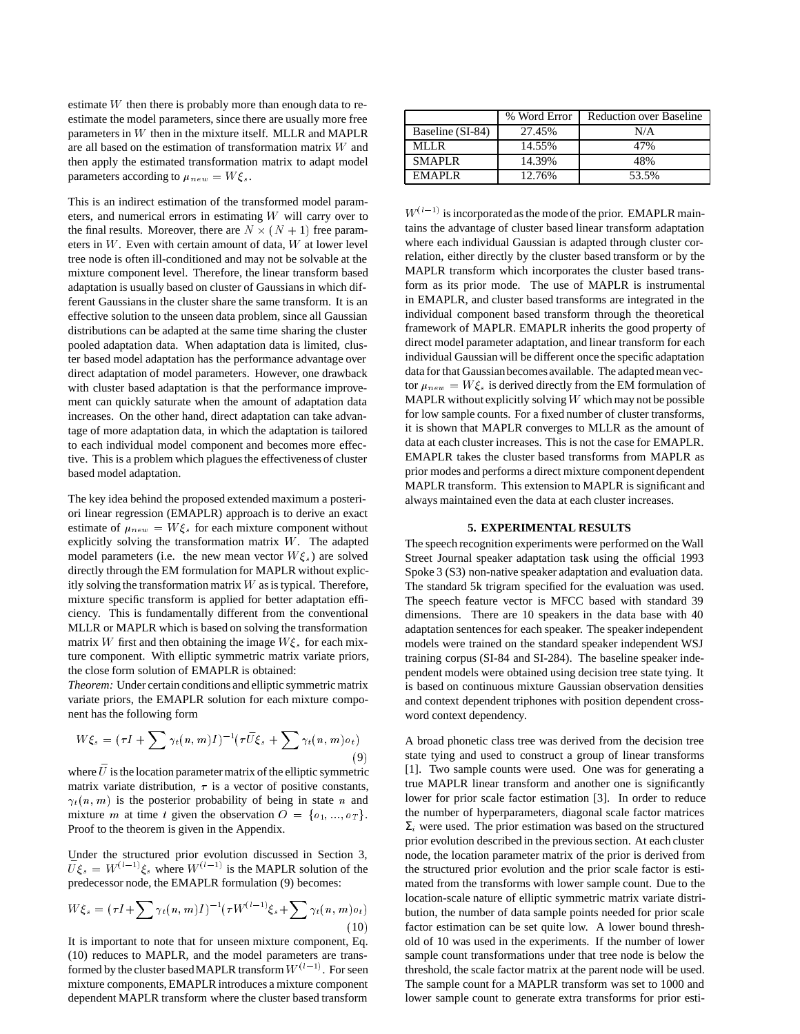estimate $W$ then there is probably more than enough data to re-estimate the model parameters, since there are usually more free parameters in $W$ then in the mixture itself. MLLR and MAPLR are all based on the estimation of transformation matrix $W$ and then apply the estimated transformation matrix to adapt model parameters according to $\mu_{new} = W\xi_s$.

This is an indirect estimation of the transformed model parameters, and numerical errors in estimating $W$ will carry over to the final results. Moreover, there are $N \times (N+1)$ free parameters in $W$. Even with certain amount of data, $W$ at lower level tree node is often ill-conditioned and may not be solvable at the mixture component level. Therefore, the linear transform based adaptation is usually based on cluster of Gaussians in which different Gaussians in the cluster share the same transform. It is an effective solution to the unseen data problem, since all Gaussian distributions can be adapted at the same time sharing the cluster pooled adaptation data. When adaptation data is limited, cluster based model adaptation has the performance advantage over direct adaptation of model parameters. However, one drawback with cluster based adaptation is that the performance improvement can quickly saturate when the amount of adaptation data increases. On the other hand, direct adaptation can take advantage of more adaptation data, in which the adaptation is tailored to each individual model component and becomes more effective. This is a problem which plagues the effectiveness of cluster based model adaptation.

The key idea behind the proposed extended maximum a posteriori linear regression (EMAPLR) approach is to derive an exact estimate of $\mu_{new} = W\xi_s$ for each mixture component without explicitly solving the transformation matrix $W$. The adapted model parameters (i.e. the new mean vector $W\xi_s$) are solved directly through the EM formulation for MAPLR without explicitly solving the transformation matrix $W$ as is typical. Therefore, mixture specific transform is applied for better adaptation efficiency. This is fundamentally different from the conventional MLLR or MAPLR which is based on solving the transformation matrix $W$ first and then obtaining the image $W\xi_s$ for each mixture component. With elliptic symmetric matrix variate priors, the close form solution of EMAPLR is obtained:

*Theorem:* Under certain conditions and elliptic symmetric matrix variate priors, the EMAPLR solution for each mixture component has the following form

$$W\xi_s = (\tau I + \sum \gamma_t(n,m) I)^{-1} (\tau \bar{U} \xi_s + \sum \gamma_t(n,m) o_t) \tag{9}$$

where $\bar{U}$ is the location parameter matrix of the elliptic symmetric matrix variate distribution, $\tau$ is a vector of positive constants, $\gamma_t(n,m)$ is the posterior probability of being in state $n$ and mixture $m$ at time $t$ given the observation $O = \{o_1, ..., o_T\}$. Proof to the theorem is given in the Appendix.

Under the structured prior evolution discussed in Section 3, $\bar{U}\xi_s = W^{(l-1)}\xi_s$ where $W^{(l-1)}$ is the MAPLR solution of the predecessor node, the EMAPLR formulation (9) becomes:

$$W\xi_s = (\tau I + \sum \gamma_t(n,m) I)^{-1} (\tau W^{(l-1)} \xi_s + \sum \gamma_t(n,m) o_t) \tag{10}$$

It is important to note that for unseen mixture component, Eq. (10) reduces to MAPLR, and the model parameters are transformed by the cluster based MAPLR transform $W^{(l-1)}$. For seen mixture components, EMAPLR introduces a mixture component dependent MAPLR transform where the cluster based transform $W^{(l-1)}$ is incorporated as the mode of the prior. EMAPLR maintains the advantage of cluster based linear transform adaptation where each individual Gaussian is adapted through cluster correlation, either directly by the cluster based transform or by the MAPLR transform which incorporates the cluster based transform as its prior mode. The use of MAPLR is instrumental in EMAPLR, and cluster based transforms are integrated in the individual component based transform through the theoretical framework of MAPLR. EMAPLR inherits the good property of direct model parameter adaptation, and linear transform for each individual Gaussian will be different once the specific adaptation data for that Gaussian becomes available. The adapted mean vector $\mu_{new} = W\xi_s$ is derived directly from the EM formulation of MAPLR without explicitly solving $W$ which may not be possible for low sample counts. For a fixed number of cluster transforms, it is shown that MAPLR converges to MLLR as the amount of data at each cluster increases. This is not the case for EMAPLR. EMAPLR takes the cluster based transforms from MAPLR as prior modes and performs a direct mixture component dependent MAPLR transform. This extension to MAPLR is significant and always maintained even the data at each cluster increases.

|  | % Word Error | Reduction over Baseline |
|---|---|---|
| Baseline (SI-84) | 27.45% | N/A |
| MLLR | 14.55% | 47% |
| SMAPLR | 14.39% | 48% |
| EMAPLR | 12.76% | 53.5% |

## 5. EXPERIMENTAL RESULTS

The speech recognition experiments were performed on the Wall Street Journal speaker adaptation task using the official 1993 Spoke 3 (S3) non-native speaker adaptation and evaluation data. The standard 5k trigram specified for the evaluation was used. The speech feature vector is MFCC based with standard 39 dimensions. There are 10 speakers in the data base with 40 adaptation sentences for each speaker. The speaker independent models were trained on the standard speaker independent WSJ training corpus (SI-84 and SI-284). The baseline speaker independent models were obtained using decision tree state tying. It is based on continuous mixture Gaussian observation densities and context dependent triphones with position dependent crossword context dependency.

A broad phonetic class tree was derived from the decision tree state tying and used to construct a group of linear transforms [1]. Two sample counts were used. One was for generating a true MAPLR linear transform and another one is significantly lower for prior scale factor estimation [3]. In order to reduce the number of hyperparameters, diagonal scale factor matrices $\Sigma_i$ were used. The prior estimation was based on the structured prior evolution described in the previous section. At each cluster node, the location parameter matrix of the prior is derived from the structured prior evolution and the prior scale factor is estimated from the transforms with lower sample count. Due to the location-scale nature of elliptic symmetric matrix variate distribution, the number of data sample points needed for prior scale factor estimation can be set quite low. A lower bound threshold of 10 was used in the experiments. If the number of lower sample count transformations under that tree node is below the threshold, the scale factor matrix at the parent node will be used. The sample count for a MAPLR transform was set to 1000 and lower sample count to generate extra transforms for prior esti-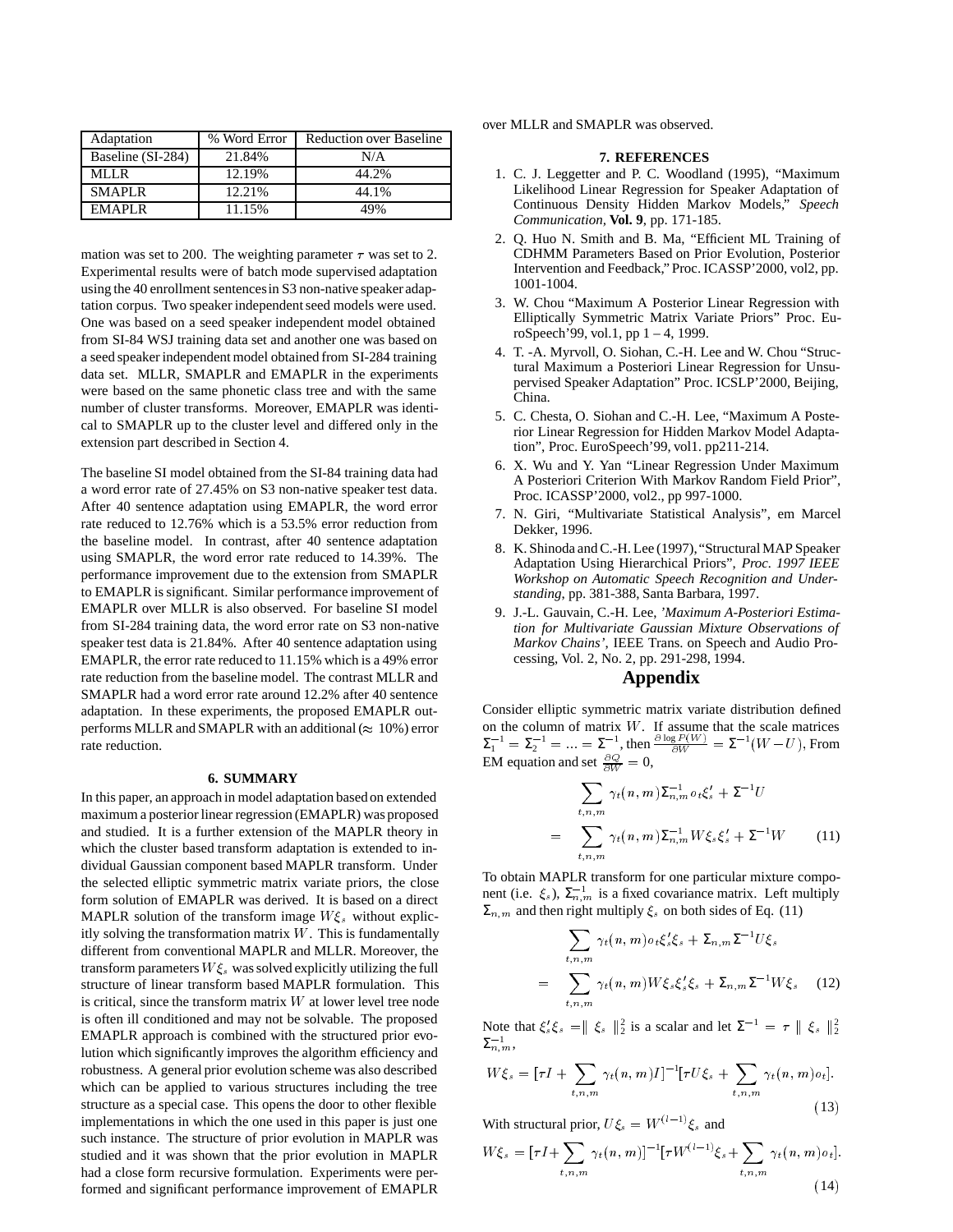| Adaptation | % Word Error | Reduction over Baseline |
|---|---|---|
| Baseline (SI-284) | 21.84% | N/A |
| MLLR | 12.19% | 44.2% |
| SMAPLR | 12.21% | 44.1% |
| EMAPLR | 11.15% | 49% |

mation was set to 200. The weighting parameter $\tau$ was set to 2. Experimental results were of batch mode supervised adaptation using the 40 enrollment sentences in S3 non-native speaker adaptation corpus. Two speaker independent seed models were used. One was based on a seed speaker independent model obtained from SI-84 WSJ training data set and another one was based on a seed speaker independent model obtained from SI-284 training data set. MLLR, SMAPLR and EMAPLR in the experiments were based on the same phonetic class tree and with the same number of cluster transforms. Moreover, EMAPLR was identical to SMAPLR up to the cluster level and differed only in the extension part described in Section 4.

The baseline SI model obtained from the SI-84 training data had a word error rate of 27.45% on S3 non-native speaker test data. After 40 sentence adaptation using EMAPLR, the word error rate reduced to 12.76% which is a 53.5% error reduction from the baseline model. In contrast, after 40 sentence adaptation using SMAPLR, the word error rate reduced to 14.39%. The performance improvement due to the extension from SMAPLR to EMAPLR is significant. Similar performance improvement of EMAPLR over MLLR is also observed. For baseline SI model from SI-284 training data, the word error rate on S3 non-native speaker test data is 21.84%. After 40 sentence adaptation using EMAPLR, the error rate reduced to 11.15% which is a 49% error rate reduction from the baseline model. The contrast MLLR and SMAPLR had a word error rate around 12.2% after 40 sentence adaptation. In these experiments, the proposed EMAPLR outperforms MLLR and SMAPLR with an additional ($\approx$ 10%) error rate reduction.

## 6. SUMMARY

In this paper, an approach in model adaptation based on extended maximum a posterior linear regression (EMAPLR) was proposed and studied. It is a further extension of the MAPLR theory in which the cluster based transform adaptation is extended to individual Gaussian component based MAPLR transform. Under the selected elliptic symmetric matrix variate priors, the close form solution of EMAPLR was derived. It is based on a direct MAPLR solution of the transform image $W\xi_s$ without explicitly solving the transformation matrix $W$. This is fundamentally different from conventional MAPLR and MLLR. Moreover, the transform parameters $W\xi_s$ was solved explicitly utilizing the full structure of linear transform based MAPLR formulation. This is critical, since the transform matrix $W$ at lower level tree node is often ill conditioned and may not be solvable. The proposed EMAPLR approach is combined with the structured prior evolution which significantly improves the algorithm efficiency and robustness. A general prior evolution scheme was also described which can be applied to various structures including the tree structure as a special case. This opens the door to other flexible implementations in which the one used in this paper is just one such instance. The structure of prior evolution in MAPLR was studied and it was shown that the prior evolution in MAPLR had a close form recursive formulation. Experiments were performed and significant performance improvement of EMAPLR over MLLR and SMAPLR was observed.

## 7. REFERENCES

1. C. J. Leggetter and P. C. Woodland (1995), "Maximum Likelihood Linear Regression for Speaker Adaptation of Continuous Density Hidden Markov Models," *Speech Communication,* **Vol. 9**, pp. 171-185.
2. Q. Huo N. Smith and B. Ma, "Efficient ML Training of CDHMM Parameters Based on Prior Evolution, Posterior Intervention and Feedback," Proc. ICASSP'2000, vol2, pp. 1001-1004.
3. W. Chou "Maximum A Posterior Linear Regression with Elliptically Symmetric Matrix Variate Priors" Proc. EuroSpeech'99, vol.1, pp 1 – 4, 1999.
4. T. -A. Myrvoll, O. Siohan, C.-H. Lee and W. Chou "Structural Maximum a Posteriori Linear Regression for Unsupervised Speaker Adaptation" Proc. ICSLP'2000, Beijing, China.
5. C. Chesta, O. Siohan and C.-H. Lee, "Maximum A Posterior Linear Regression for Hidden Markov Model Adaptation", Proc. EuroSpeech'99, vol1. pp211-214.
6. X. Wu and Y. Yan "Linear Regression Under Maximum A Posteriori Criterion With Markov Random Field Prior", Proc. ICASSP'2000, vol2., pp 997-1000.
7. N. Giri, "Multivariate Statistical Analysis", em Marcel Dekker, 1996.
8. K. Shinoda and C.-H. Lee (1997), "Structural MAP Speaker Adaptation Using Hierarchical Priors", *Proc. 1997 IEEE Workshop on Automatic Speech Recognition and Understanding,* pp. 381-388, Santa Barbara, 1997.
9. J.-L. Gauvain, C.-H. Lee, *'Maximum A-Posteriori Estimation for Multivariate Gaussian Mixture Observations of Markov Chains'*, IEEE Trans. on Speech and Audio Processing, Vol. 2, No. 2, pp. 291-298, 1994.

# Appendix

Consider elliptic symmetric matrix variate distribution defined on the column of matrix $W$. If assume that the scale matrices $\Sigma_1^{-1} = \Sigma_2^{-1} = ... = \Sigma^{-1}$, then $\frac{\partial \log P(W)}{\partial W} = \Sigma^{-1}(W - U)$, From EM equation and set $\frac{\partial Q}{\partial W} = 0$,

$$\sum_{t,n,m} \gamma_t(n,m) \Sigma_{n,m}^{-1} o_t \xi_s' + \Sigma^{-1} U = \sum_{t,n,m} \gamma_t(n,m) \Sigma_{n,m}^{-1} W \xi_s \xi_s' + \Sigma^{-1} W \quad (11)$$

To obtain MAPLR transform for one particular mixture component (i.e. $\xi_s$), $\Sigma_{n,m}^{-1}$ is a fixed covariance matrix. Left multiply $\Sigma_{n,m}$ and then right multiply $\xi_s$ on both sides of Eq. (11)

$$\sum_{t,n,m} \gamma_t(n,m) o_t \xi_s' \xi_s + \Sigma_{n,m} \Sigma^{-1} U \xi_s = \sum_{t,n,m} \gamma_t(n,m) W \xi_s \xi_s' \xi_s + \Sigma_{n,m} \Sigma^{-1} W \xi_s \quad (12)$$

Note that $\xi_s' \xi_s = \| \xi_s \|_2^2$ is a scalar and let $\Sigma^{-1} = \tau \| \xi_s \|_2^2 \Sigma_{n,m}^{-1}$,

$$W\xi_s = [\tau I + \sum_{t,n,m} \gamma_t(n,m) I]^{-1} [\tau U \xi_s + \sum_{t,n,m} \gamma_t(n,m) o_t]. \quad (13)$$

With structural prior, $U\xi_s = W^{(l-1)}\xi_s$ and

$$W\xi_s = [\tau I + \sum_{t,n,m} \gamma_t(n,m)]^{-1} [\tau W^{(l-1)} \xi_s + \sum_{t,n,m} \gamma_t(n,m) o_t]. \quad (14)$$